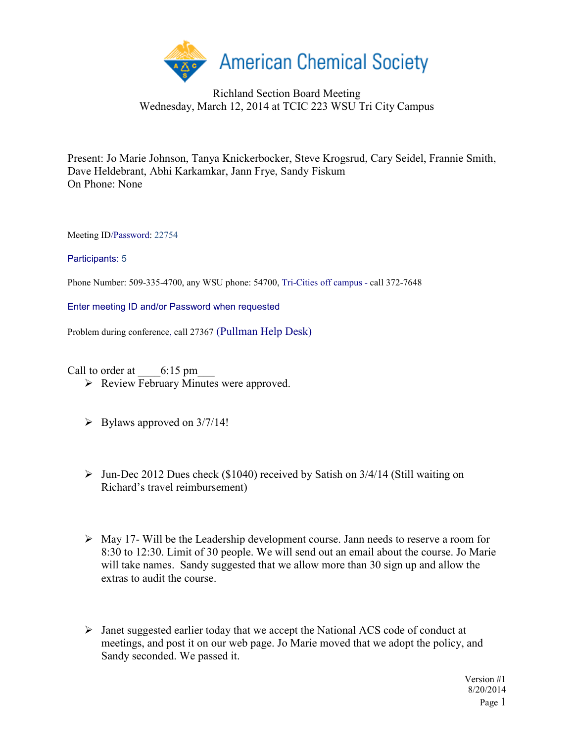Richland Section Board Meeting
Wednesday, March 12, 2014 at TCIC 223 WSU Tri City Campus

Present: Jo Marie Johnson, Tanya Knickerbocker, Steve Krogsrud, Cary Seidel, Frannie Smith, Dave Heldebrant, Abhi Karkamkar, Jann Frye, Sandy Fiskum
On Phone: None

Meeting ID/Password: 22754

Participants: 5

Phone Number: 509-335-4700, any WSU phone: 54700, Tri-Cities off campus - call 372-7648

Enter meeting ID and/or Password when requested

Problem during conference, call 27367 (Pullman Help Desk)

Call to order at ____6:15 pm___

- Review February Minutes were approved.

- Bylaws approved on 3/7/14!

- Jun-Dec 2012 Dues check ($1040) received by Satish on 3/4/14 (Still waiting on Richard's travel reimbursement)

- May 17- Will be the Leadership development course. Jann needs to reserve a room for 8:30 to 12:30. Limit of 30 people. We will send out an email about the course. Jo Marie will take names. Sandy suggested that we allow more than 30 sign up and allow the extras to audit the course.

- Janet suggested earlier today that we accept the National ACS code of conduct at meetings, and post it on our web page. Jo Marie moved that we adopt the policy, and Sandy seconded. We passed it.

Version #1
8/20/2014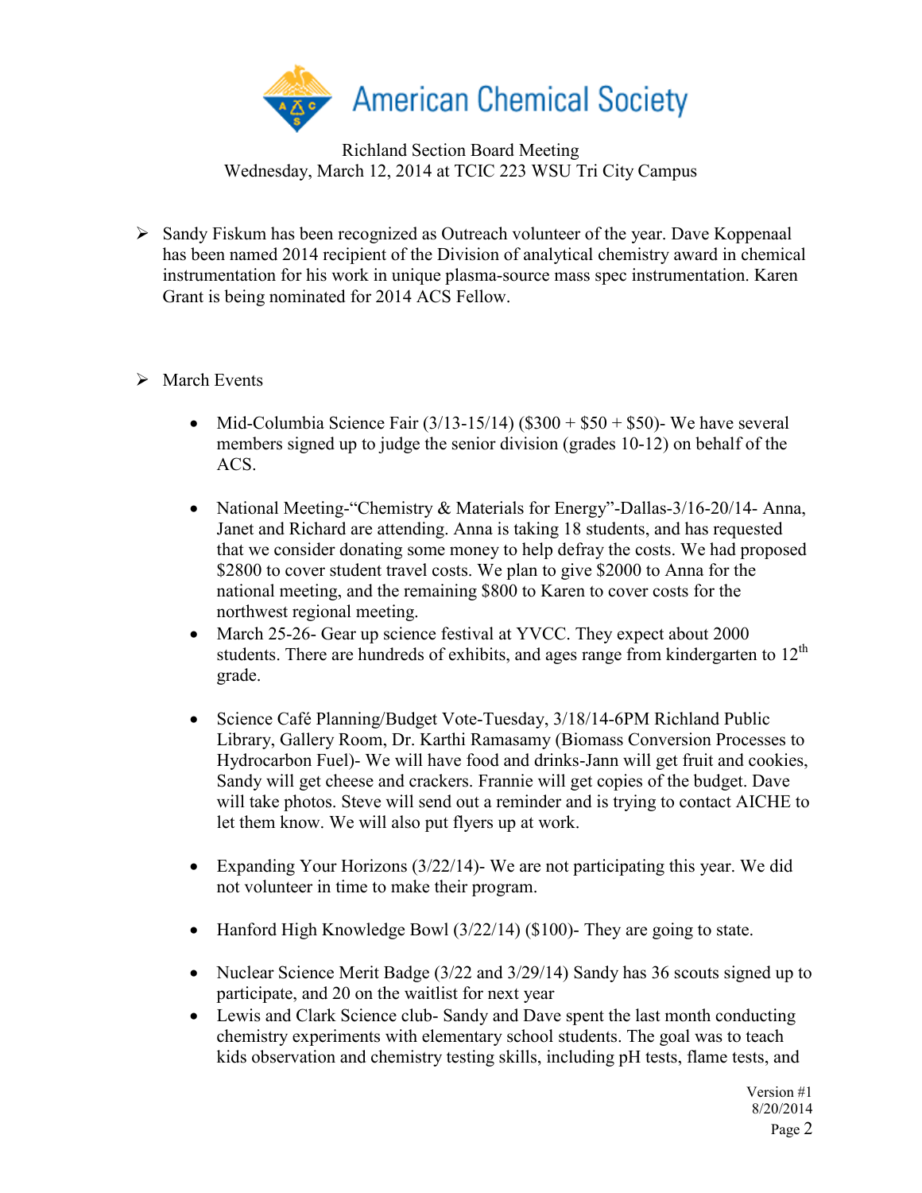American Chemical Society

Richland Section Board Meeting
Wednesday, March 12, 2014 at TCIC 223 WSU Tri City Campus

- Sandy Fiskum has been recognized as Outreach volunteer of the year. Dave Koppenaal has been named 2014 recipient of the Division of analytical chemistry award in chemical instrumentation for his work in unique plasma-source mass spec instrumentation. Karen Grant is being nominated for 2014 ACS Fellow.

- March Events
  - Mid-Columbia Science Fair (3/13-15/14) ($300 + $50 + $50)- We have several members signed up to judge the senior division (grades 10-12) on behalf of the ACS.
  - National Meeting-"Chemistry & Materials for Energy"-Dallas-3/16-20/14- Anna, Janet and Richard are attending. Anna is taking 18 students, and has requested that we consider donating some money to help defray the costs. We had proposed $2800 to cover student travel costs. We plan to give $2000 to Anna for the national meeting, and the remaining $800 to Karen to cover costs for the northwest regional meeting.
  - March 25-26- Gear up science festival at YVCC. They expect about 2000 students. There are hundreds of exhibits, and ages range from kindergarten to 12th grade.
  - Science Café Planning/Budget Vote-Tuesday, 3/18/14-6PM Richland Public Library, Gallery Room, Dr. Karthi Ramasamy (Biomass Conversion Processes to Hydrocarbon Fuel)- We will have food and drinks-Jann will get fruit and cookies, Sandy will get cheese and crackers. Frannie will get copies of the budget. Dave will take photos. Steve will send out a reminder and is trying to contact AICHE to let them know. We will also put flyers up at work.
  - Expanding Your Horizons (3/22/14)- We are not participating this year. We did not volunteer in time to make their program.
  - Hanford High Knowledge Bowl (3/22/14) ($100)- They are going to state.
  - Nuclear Science Merit Badge (3/22 and 3/29/14) Sandy has 36 scouts signed up to participate, and 20 on the waitlist for next year
  - Lewis and Clark Science club- Sandy and Dave spent the last month conducting chemistry experiments with elementary school students. The goal was to teach kids observation and chemistry testing skills, including pH tests, flame tests, and

Version #1
8/20/2014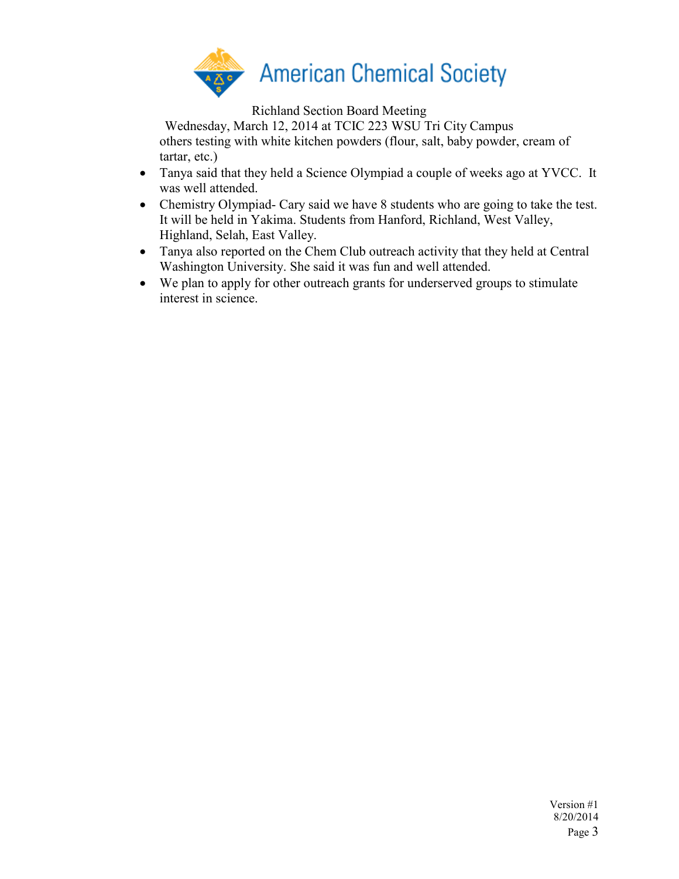Richland Section Board Meeting

Wednesday, March 12, 2014 at TCIC 223 WSU Tri City Campus

others testing with white kitchen powders (flour, salt, baby powder, cream of tartar, etc.)

- Tanya said that they held a Science Olympiad a couple of weeks ago at YVCC. It was well attended.
- Chemistry Olympiad- Cary said we have 8 students who are going to take the test. It will be held in Yakima. Students from Hanford, Richland, West Valley, Highland, Selah, East Valley.
- Tanya also reported on the Chem Club outreach activity that they held at Central Washington University. She said it was fun and well attended.
- We plan to apply for other outreach grants for underserved groups to stimulate interest in science.